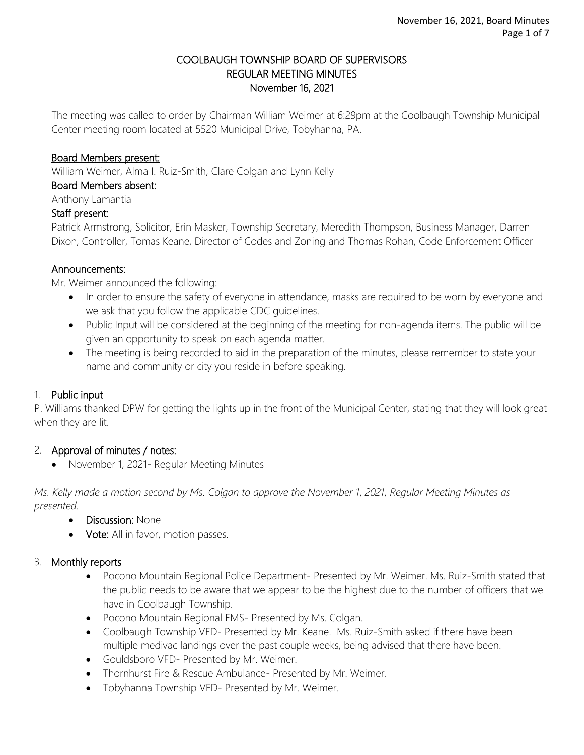# COOLBAUGH TOWNSHIP BOARD OF SUPERVISORS
## REGULAR MEETING MINUTES
### November 16, 2021

The meeting was called to order by Chairman William Weimer at 6:29pm at the Coolbaugh Township Municipal Center meeting room located at 5520 Municipal Drive, Tobyhanna, PA.

**Board Members present:**
William Weimer, Alma I. Ruiz-Smith, Clare Colgan and Lynn Kelly

**Board Members absent:**
Anthony Lamantia

**Staff present:**
Patrick Armstrong, Solicitor, Erin Masker, Township Secretary, Meredith Thompson, Business Manager, Darren Dixon, Controller, Tomas Keane, Director of Codes and Zoning and Thomas Rohan, Code Enforcement Officer

**Announcements:**
Mr. Weimer announced the following:

- In order to ensure the safety of everyone in attendance, masks are required to be worn by everyone and we ask that you follow the applicable CDC guidelines.
- Public Input will be considered at the beginning of the meeting for non-agenda items. The public will be given an opportunity to speak on each agenda matter.
- The meeting is being recorded to aid in the preparation of the minutes, please remember to state your name and community or city you reside in before speaking.

1. **Public input**

P. Williams thanked DPW for getting the lights up in the front of the Municipal Center, stating that they will look great when they are lit.

2. **Approval of minutes / notes:**
   - November 1, 2021- Regular Meeting Minutes

*Ms. Kelly made a motion second by Ms. Colgan to approve the November 1, 2021, Regular Meeting Minutes as presented.*

- **Discussion:** None
- **Vote:** All in favor, motion passes.

3. **Monthly reports**
   - Pocono Mountain Regional Police Department- Presented by Mr. Weimer. Ms. Ruiz-Smith stated that the public needs to be aware that we appear to be the highest due to the number of officers that we have in Coolbaugh Township.
   - Pocono Mountain Regional EMS- Presented by Ms. Colgan.
   - Coolbaugh Township VFD- Presented by Mr. Keane. Ms. Ruiz-Smith asked if there have been multiple medivac landings over the past couple weeks, being advised that there have been.
   - Gouldsboro VFD- Presented by Mr. Weimer.
   - Thornhurst Fire & Rescue Ambulance- Presented by Mr. Weimer.
   - Tobyhanna Township VFD- Presented by Mr. Weimer.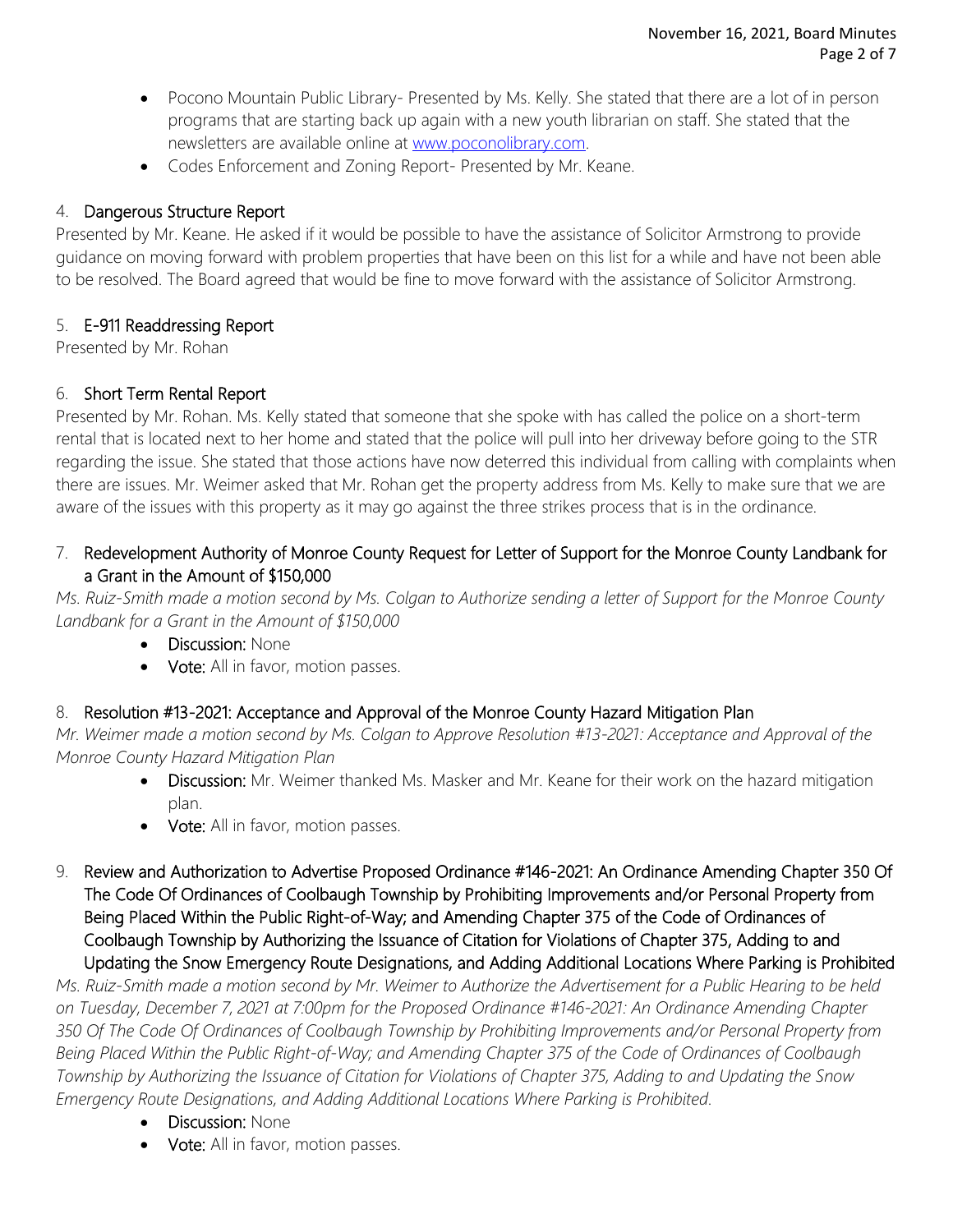- Pocono Mountain Public Library- Presented by Ms. Kelly. She stated that there are a lot of in person programs that are starting back up again with a new youth librarian on staff. She stated that the newsletters are available online at [www.poconolibrary.com](www.poconolibrary.com).
- Codes Enforcement and Zoning Report- Presented by Mr. Keane.

4. **Dangerous Structure Report**

Presented by Mr. Keane. He asked if it would be possible to have the assistance of Solicitor Armstrong to provide guidance on moving forward with problem properties that have been on this list for a while and have not been able to be resolved. The Board agreed that would be fine to move forward with the assistance of Solicitor Armstrong.

5. **E-911 Readdressing Report**

Presented by Mr. Rohan

6. **Short Term Rental Report**

Presented by Mr. Rohan. Ms. Kelly stated that someone that she spoke with has called the police on a short-term rental that is located next to her home and stated that the police will pull into her driveway before going to the STR regarding the issue. She stated that those actions have now deterred this individual from calling with complaints when there are issues. Mr. Weimer asked that Mr. Rohan get the property address from Ms. Kelly to make sure that we are aware of the issues with this property as it may go against the three strikes process that is in the ordinance.

7. **Redevelopment Authority of Monroe County Request for Letter of Support for the Monroe County Landbank for a Grant in the Amount of $150,000**

*Ms. Ruiz-Smith made a motion second by Ms. Colgan to Authorize sending a letter of Support for the Monroe County Landbank for a Grant in the Amount of $150,000*

- **Discussion:** None
- **Vote:** All in favor, motion passes.

8. **Resolution #13-2021: Acceptance and Approval of the Monroe County Hazard Mitigation Plan**

*Mr. Weimer made a motion second by Ms. Colgan to Approve Resolution #13-2021: Acceptance and Approval of the Monroe County Hazard Mitigation Plan*

- **Discussion:** Mr. Weimer thanked Ms. Masker and Mr. Keane for their work on the hazard mitigation plan.
- **Vote:** All in favor, motion passes.

9. **Review and Authorization to Advertise Proposed Ordinance #146-2021: An Ordinance Amending Chapter 350 Of The Code Of Ordinances of Coolbaugh Township by Prohibiting Improvements and/or Personal Property from Being Placed Within the Public Right-of-Way; and Amending Chapter 375 of the Code of Ordinances of Coolbaugh Township by Authorizing the Issuance of Citation for Violations of Chapter 375, Adding to and Updating the Snow Emergency Route Designations, and Adding Additional Locations Where Parking is Prohibited**

*Ms. Ruiz-Smith made a motion second by Mr. Weimer to Authorize the Advertisement for a Public Hearing to be held on Tuesday, December 7, 2021 at 7:00pm for the Proposed Ordinance #146-2021: An Ordinance Amending Chapter 350 Of The Code Of Ordinances of Coolbaugh Township by Prohibiting Improvements and/or Personal Property from Being Placed Within the Public Right-of-Way; and Amending Chapter 375 of the Code of Ordinances of Coolbaugh Township by Authorizing the Issuance of Citation for Violations of Chapter 375, Adding to and Updating the Snow Emergency Route Designations, and Adding Additional Locations Where Parking is Prohibited.*

- **Discussion:** None
- **Vote:** All in favor, motion passes.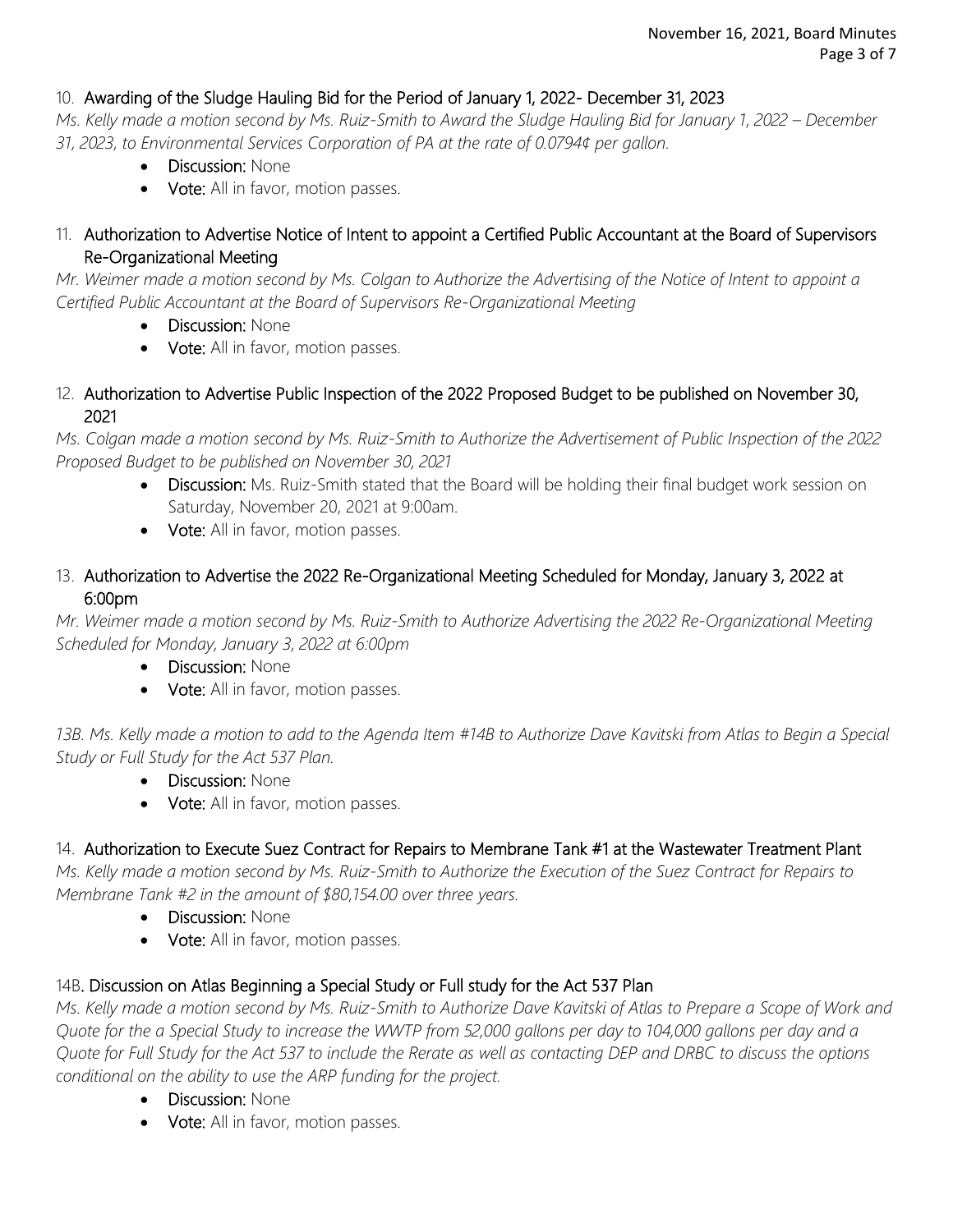10. **Awarding of the Sludge Hauling Bid for the Period of January 1, 2022- December 31, 2023**

*Ms. Kelly made a motion second by Ms. Ruiz-Smith to Award the Sludge Hauling Bid for January 1, 2022 – December 31, 2023, to Environmental Services Corporation of PA at the rate of 0.0794¢ per gallon.*

- **Discussion:** None
- **Vote:** All in favor, motion passes.

11. **Authorization to Advertise Notice of Intent to appoint a Certified Public Accountant at the Board of Supervisors Re-Organizational Meeting**

*Mr. Weimer made a motion second by Ms. Colgan to Authorize the Advertising of the Notice of Intent to appoint a Certified Public Accountant at the Board of Supervisors Re-Organizational Meeting*

- **Discussion:** None
- **Vote:** All in favor, motion passes.

12. **Authorization to Advertise Public Inspection of the 2022 Proposed Budget to be published on November 30, 2021**

*Ms. Colgan made a motion second by Ms. Ruiz-Smith to Authorize the Advertisement of Public Inspection of the 2022 Proposed Budget to be published on November 30, 2021*

- **Discussion:** Ms. Ruiz-Smith stated that the Board will be holding their final budget work session on Saturday, November 20, 2021 at 9:00am.
- **Vote:** All in favor, motion passes.

13. **Authorization to Advertise the 2022 Re-Organizational Meeting Scheduled for Monday, January 3, 2022 at 6:00pm**

*Mr. Weimer made a motion second by Ms. Ruiz-Smith to Authorize Advertising the 2022 Re-Organizational Meeting Scheduled for Monday, January 3, 2022 at 6:00pm*

- **Discussion:** None
- **Vote:** All in favor, motion passes.

*13B. Ms. Kelly made a motion to add to the Agenda Item #14B to Authorize Dave Kavitski from Atlas to Begin a Special Study or Full Study for the Act 537 Plan.*

- **Discussion:** None
- **Vote:** All in favor, motion passes.

14. **Authorization to Execute Suez Contract for Repairs to Membrane Tank #1 at the Wastewater Treatment Plant**

*Ms. Kelly made a motion second by Ms. Ruiz-Smith to Authorize the Execution of the Suez Contract for Repairs to Membrane Tank #2 in the amount of $80,154.00 over three years.*

- **Discussion:** None
- **Vote:** All in favor, motion passes.

14B. **Discussion on Atlas Beginning a Special Study or Full study for the Act 537 Plan**

*Ms. Kelly made a motion second by Ms. Ruiz-Smith to Authorize Dave Kavitski of Atlas to Prepare a Scope of Work and Quote for the a Special Study to increase the WWTP from 52,000 gallons per day to 104,000 gallons per day and a Quote for Full Study for the Act 537 to include the Rerate as well as contacting DEP and DRBC to discuss the options conditional on the ability to use the ARP funding for the project.*

- **Discussion:** None
- **Vote:** All in favor, motion passes.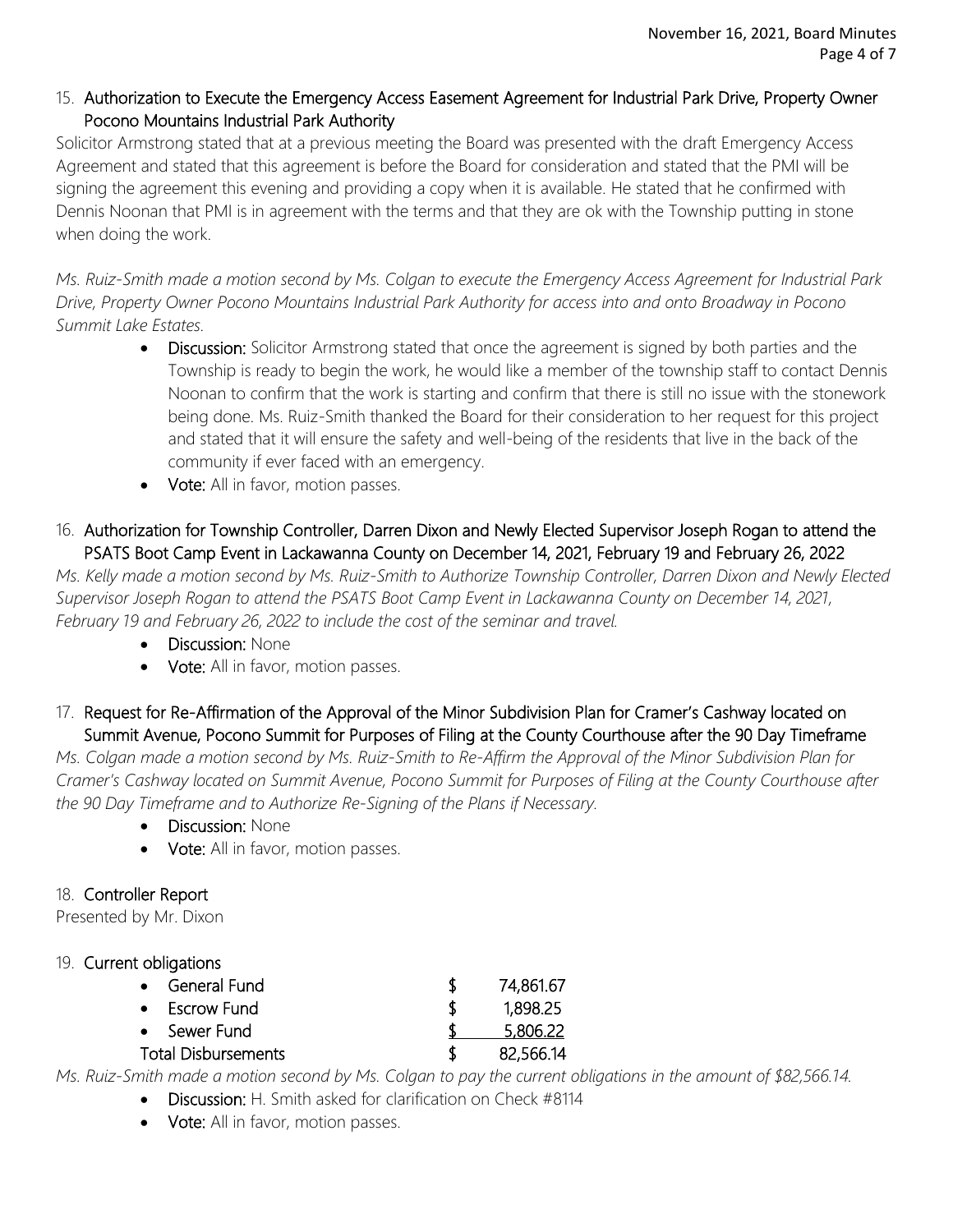15. **Authorization to Execute the Emergency Access Easement Agreement for Industrial Park Drive, Property Owner Pocono Mountains Industrial Park Authority**

Solicitor Armstrong stated that at a previous meeting the Board was presented with the draft Emergency Access Agreement and stated that this agreement is before the Board for consideration and stated that the PMI will be signing the agreement this evening and providing a copy when it is available. He stated that he confirmed with Dennis Noonan that PMI is in agreement with the terms and that they are ok with the Township putting in stone when doing the work.

*Ms. Ruiz-Smith made a motion second by Ms. Colgan to execute the Emergency Access Agreement for Industrial Park Drive, Property Owner Pocono Mountains Industrial Park Authority for access into and onto Broadway in Pocono Summit Lake Estates.*

- **Discussion:** Solicitor Armstrong stated that once the agreement is signed by both parties and the Township is ready to begin the work, he would like a member of the township staff to contact Dennis Noonan to confirm that the work is starting and confirm that there is still no issue with the stonework being done. Ms. Ruiz-Smith thanked the Board for their consideration to her request for this project and stated that it will ensure the safety and well-being of the residents that live in the back of the community if ever faced with an emergency.
- **Vote:** All in favor, motion passes.

16. **Authorization for Township Controller, Darren Dixon and Newly Elected Supervisor Joseph Rogan to attend the PSATS Boot Camp Event in Lackawanna County on December 14, 2021, February 19 and February 26, 2022**

*Ms. Kelly made a motion second by Ms. Ruiz-Smith to Authorize Township Controller, Darren Dixon and Newly Elected Supervisor Joseph Rogan to attend the PSATS Boot Camp Event in Lackawanna County on December 14, 2021, February 19 and February 26, 2022 to include the cost of the seminar and travel.*

- **Discussion:** None
- **Vote:** All in favor, motion passes.

17. **Request for Re-Affirmation of the Approval of the Minor Subdivision Plan for Cramer's Cashway located on Summit Avenue, Pocono Summit for Purposes of Filing at the County Courthouse after the 90 Day Timeframe**

*Ms. Colgan made a motion second by Ms. Ruiz-Smith to Re-Affirm the Approval of the Minor Subdivision Plan for Cramer's Cashway located on Summit Avenue, Pocono Summit for Purposes of Filing at the County Courthouse after the 90 Day Timeframe and to Authorize Re-Signing of the Plans if Necessary.*

- **Discussion:** None
- **Vote:** All in favor, motion passes.

18. **Controller Report**

Presented by Mr. Dixon

19. **Current obligations**

| | | |
|---|---|---|
| • General Fund | $ | 74,861.67 |
| • Escrow Fund | $ | 1,898.25 |
| • Sewer Fund | $ | 5,806.22 |
| Total Disbursements | $ | 82,566.14 |

*Ms. Ruiz-Smith made a motion second by Ms. Colgan to pay the current obligations in the amount of $82,566.14.*

- **Discussion:** H. Smith asked for clarification on Check #8114
- **Vote:** All in favor, motion passes.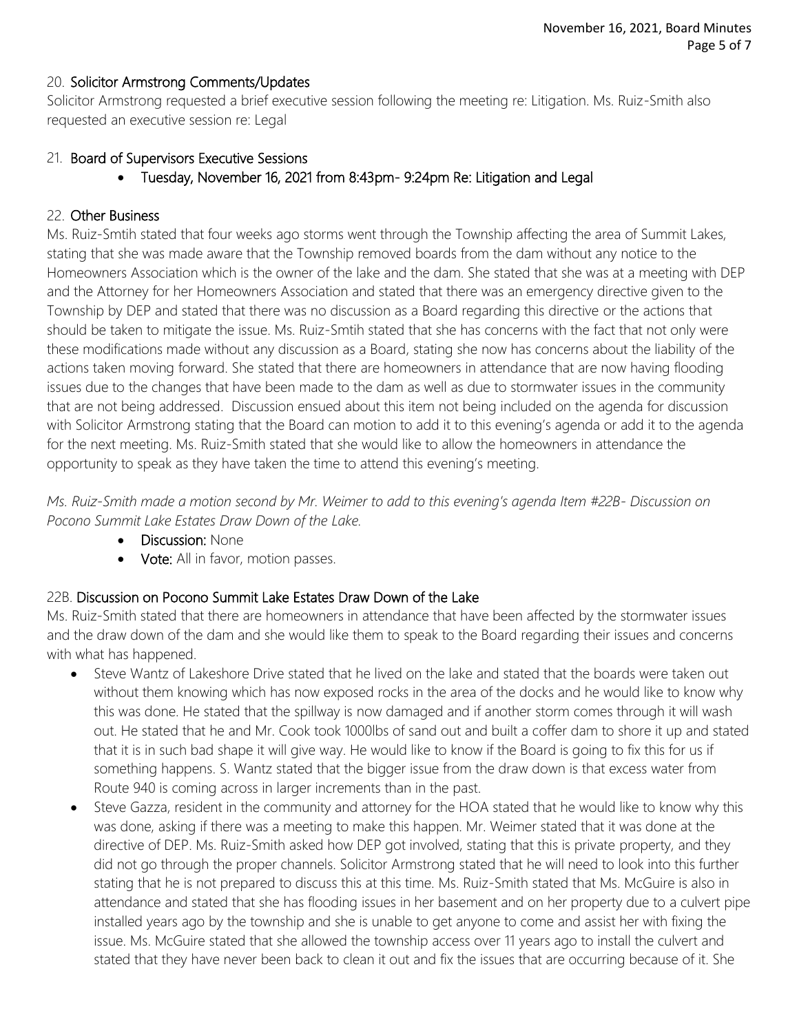## 20. Solicitor Armstrong Comments/Updates

Solicitor Armstrong requested a brief executive session following the meeting re: Litigation. Ms. Ruiz-Smith also requested an executive session re: Legal

## 21. Board of Supervisors Executive Sessions

- Tuesday, November 16, 2021 from 8:43pm- 9:24pm Re: Litigation and Legal

## 22. Other Business

Ms. Ruiz-Smtih stated that four weeks ago storms went through the Township affecting the area of Summit Lakes, stating that she was made aware that the Township removed boards from the dam without any notice to the Homeowners Association which is the owner of the lake and the dam. She stated that she was at a meeting with DEP and the Attorney for her Homeowners Association and stated that there was an emergency directive given to the Township by DEP and stated that there was no discussion as a Board regarding this directive or the actions that should be taken to mitigate the issue. Ms. Ruiz-Smtih stated that she has concerns with the fact that not only were these modifications made without any discussion as a Board, stating she now has concerns about the liability of the actions taken moving forward. She stated that there are homeowners in attendance that are now having flooding issues due to the changes that have been made to the dam as well as due to stormwater issues in the community that are not being addressed. Discussion ensued about this item not being included on the agenda for discussion with Solicitor Armstrong stating that the Board can motion to add it to this evening's agenda or add it to the agenda for the next meeting. Ms. Ruiz-Smith stated that she would like to allow the homeowners in attendance the opportunity to speak as they have taken the time to attend this evening's meeting.

*Ms. Ruiz-Smith made a motion second by Mr. Weimer to add to this evening's agenda Item #22B- Discussion on Pocono Summit Lake Estates Draw Down of the Lake.*

- **Discussion:** None
- **Vote:** All in favor, motion passes.

## 22B. Discussion on Pocono Summit Lake Estates Draw Down of the Lake

Ms. Ruiz-Smith stated that there are homeowners in attendance that have been affected by the stormwater issues and the draw down of the dam and she would like them to speak to the Board regarding their issues and concerns with what has happened.

- Steve Wantz of Lakeshore Drive stated that he lived on the lake and stated that the boards were taken out without them knowing which has now exposed rocks in the area of the docks and he would like to know why this was done. He stated that the spillway is now damaged and if another storm comes through it will wash out. He stated that he and Mr. Cook took 1000lbs of sand out and built a coffer dam to shore it up and stated that it is in such bad shape it will give way. He would like to know if the Board is going to fix this for us if something happens. S. Wantz stated that the bigger issue from the draw down is that excess water from Route 940 is coming across in larger increments than in the past.
- Steve Gazza, resident in the community and attorney for the HOA stated that he would like to know why this was done, asking if there was a meeting to make this happen. Mr. Weimer stated that it was done at the directive of DEP. Ms. Ruiz-Smith asked how DEP got involved, stating that this is private property, and they did not go through the proper channels. Solicitor Armstrong stated that he will need to look into this further stating that he is not prepared to discuss this at this time. Ms. Ruiz-Smith stated that Ms. McGuire is also in attendance and stated that she has flooding issues in her basement and on her property due to a culvert pipe installed years ago by the township and she is unable to get anyone to come and assist her with fixing the issue. Ms. McGuire stated that she allowed the township access over 11 years ago to install the culvert and stated that they have never been back to clean it out and fix the issues that are occurring because of it. She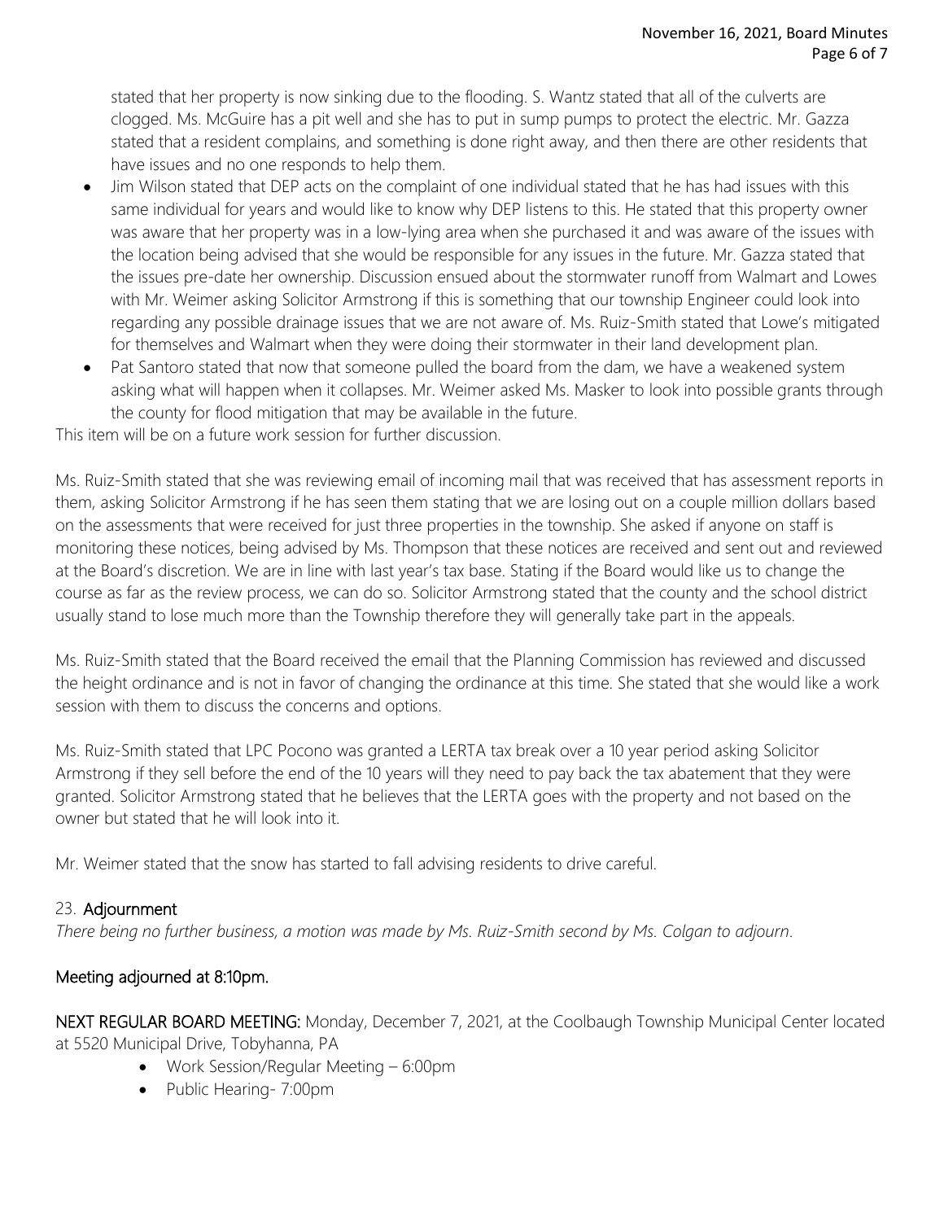stated that her property is now sinking due to the flooding. S. Wantz stated that all of the culverts are clogged. Ms. McGuire has a pit well and she has to put in sump pumps to protect the electric. Mr. Gazza stated that a resident complains, and something is done right away, and then there are other residents that have issues and no one responds to help them.

- Jim Wilson stated that DEP acts on the complaint of one individual stated that he has had issues with this same individual for years and would like to know why DEP listens to this. He stated that this property owner was aware that her property was in a low-lying area when she purchased it and was aware of the issues with the location being advised that she would be responsible for any issues in the future. Mr. Gazza stated that the issues pre-date her ownership. Discussion ensued about the stormwater runoff from Walmart and Lowes with Mr. Weimer asking Solicitor Armstrong if this is something that our township Engineer could look into regarding any possible drainage issues that we are not aware of. Ms. Ruiz-Smith stated that Lowe's mitigated for themselves and Walmart when they were doing their stormwater in their land development plan.
- Pat Santoro stated that now that someone pulled the board from the dam, we have a weakened system asking what will happen when it collapses. Mr. Weimer asked Ms. Masker to look into possible grants through the county for flood mitigation that may be available in the future.

This item will be on a future work session for further discussion.

Ms. Ruiz-Smith stated that she was reviewing email of incoming mail that was received that has assessment reports in them, asking Solicitor Armstrong if he has seen them stating that we are losing out on a couple million dollars based on the assessments that were received for just three properties in the township. She asked if anyone on staff is monitoring these notices, being advised by Ms. Thompson that these notices are received and sent out and reviewed at the Board's discretion. We are in line with last year's tax base. Stating if the Board would like us to change the course as far as the review process, we can do so. Solicitor Armstrong stated that the county and the school district usually stand to lose much more than the Township therefore they will generally take part in the appeals.

Ms. Ruiz-Smith stated that the Board received the email that the Planning Commission has reviewed and discussed the height ordinance and is not in favor of changing the ordinance at this time. She stated that she would like a work session with them to discuss the concerns and options.

Ms. Ruiz-Smith stated that LPC Pocono was granted a LERTA tax break over a 10 year period asking Solicitor Armstrong if they sell before the end of the 10 years will they need to pay back the tax abatement that they were granted. Solicitor Armstrong stated that he believes that the LERTA goes with the property and not based on the owner but stated that he will look into it.

Mr. Weimer stated that the snow has started to fall advising residents to drive careful.

## 23. Adjournment

*There being no further business, a motion was made by Ms. Ruiz-Smith second by Ms. Colgan to adjourn.*

**Meeting adjourned at 8:10pm.**

**NEXT REGULAR BOARD MEETING:** Monday, December 7, 2021, at the Coolbaugh Township Municipal Center located at 5520 Municipal Drive, Tobyhanna, PA

- Work Session/Regular Meeting – 6:00pm
- Public Hearing- 7:00pm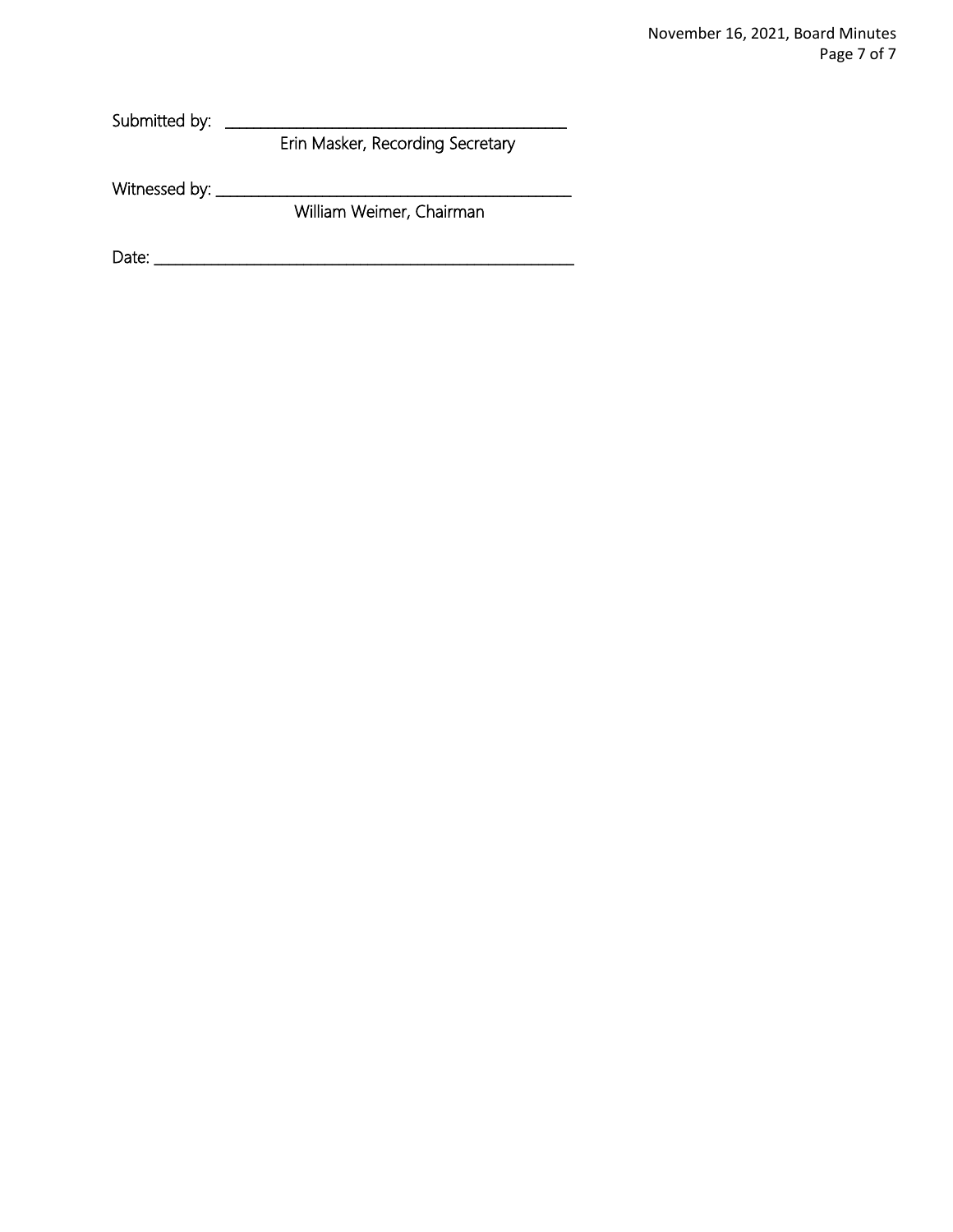Submitted by: \_\_\_\_\_\_\_\_\_\_\_\_\_\_\_\_\_\_\_\_\_\_\_\_\_\_\_\_\_\_\_\_\_\_\_\_\_\_\_\_\_\_

Erin Masker, Recording Secretary

Witnessed by: \_\_\_\_\_\_\_\_\_\_\_\_\_\_\_\_\_\_\_\_\_\_\_\_\_\_\_\_\_\_\_\_\_\_\_\_\_\_\_\_\_\_

William Weimer, Chairman

Date: \_\_\_\_\_\_\_\_\_\_\_\_\_\_\_\_\_\_\_\_\_\_\_\_\_\_\_\_\_\_\_\_\_\_\_\_\_\_\_\_\_\_\_\_\_\_\_\_\_\_